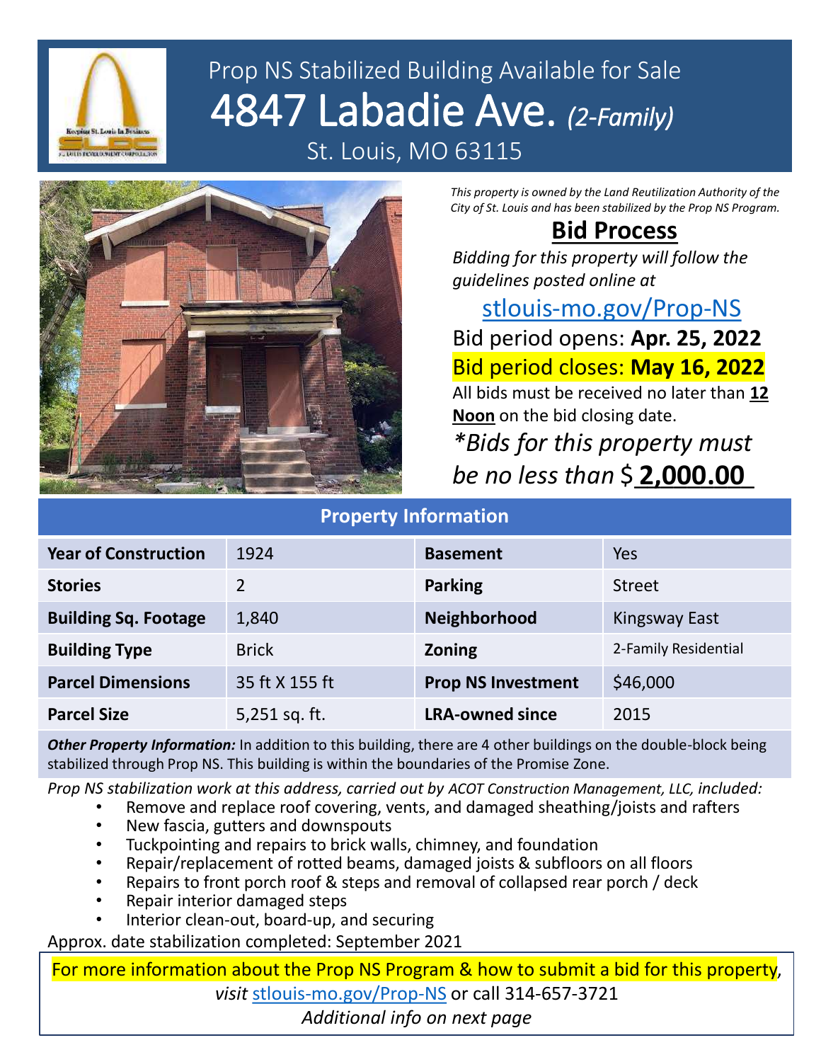# Prop NS Stabilized Building Available for Sale

# 4847 Labadie Ave. *(2-Family)*

St. Louis, MO 63115

*This property is owned by the Land Reutilization Authority of the City of St. Louis and has been stabilized by the Prop NS Program.*

## Bid Process

*Bidding for this property will follow the guidelines posted online at*

stlouis-mo.gov/Prop-NS

Bid period opens: **Apr. 25, 2022**

Bid period closes: **May 16, 2022**

All bids must be received no later than **12 Noon** on the bid closing date.

*\*Bids for this property must be no less than* $ **2,000.00**

## Property Information

| | | | |
|---|---|---|---|
| **Year of Construction** | 1924 | **Basement** | Yes |
| **Stories** | 2 | **Parking** | Street |
| **Building Sq. Footage** | 1,840 | **Neighborhood** | Kingsway East |
| **Building Type** | Brick | **Zoning** | 2-Family Residential |
| **Parcel Dimensions** | 35 ft X 155 ft | **Prop NS Investment** | $46,000 |
| **Parcel Size** | 5,251 sq. ft. | **LRA-owned since** | 2015 |

***Other Property Information:*** In addition to this building, there are 4 other buildings on the double-block being stabilized through Prop NS. This building is within the boundaries of the Promise Zone.

*Prop NS stabilization work at this address, carried out by ACOT Construction Management, LLC, included:*

- Remove and replace roof covering, vents, and damaged sheathing/joists and rafters
- New fascia, gutters and downspouts
- Tuckpointing and repairs to brick walls, chimney, and foundation
- Repair/replacement of rotted beams, damaged joists & subfloors on all floors
- Repairs to front porch roof & steps and removal of collapsed rear porch / deck
- Repair interior damaged steps
- Interior clean-out, board-up, and securing

Approx. date stabilization completed: September 2021

For more information about the Prop NS Program & how to submit a bid for this property, *visit* stlouis-mo.gov/Prop-NS or call 314-657-3721

*Additional info on next page*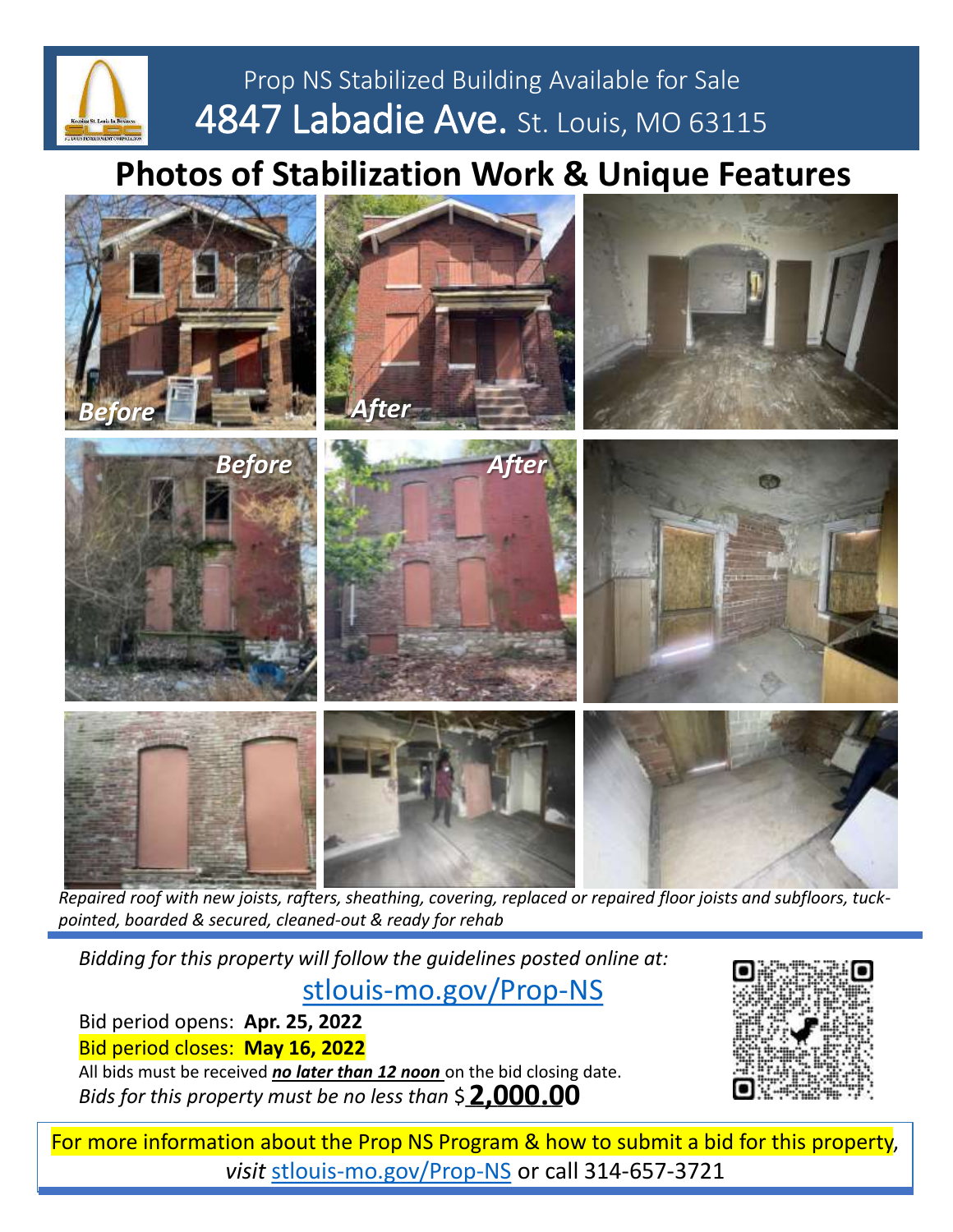Prop NS Stabilized Building Available for Sale

# 4847 Labadie Ave. St. Louis, MO 63115

## Photos of Stabilization Work & Unique Features

*Repaired roof with new joists, rafters, sheathing, covering, replaced or repaired floor joists and subfloors, tuck-pointed, boarded & secured, cleaned-out & ready for rehab*

*Bidding for this property will follow the guidelines posted online at:*

stlouis-mo.gov/Prop-NS

Bid period opens: **Apr. 25, 2022**

Bid period closes: **May 16, 2022**

All bids must be received ***no later than 12 noon*** on the bid closing date.

*Bids for this property must be no less than* $ **2,000.00**

For more information about the Prop NS Program & how to submit a bid for this property, *visit* stlouis-mo.gov/Prop-NS or call 314-657-3721